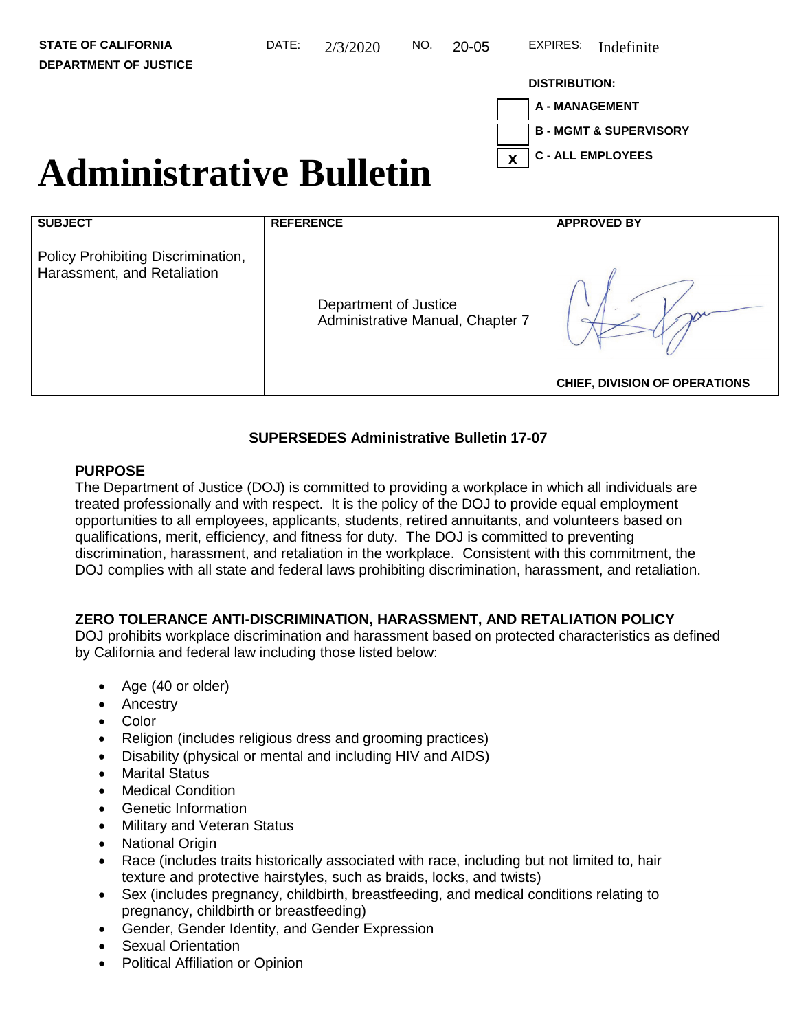STATE OF CALIFORNIA
DEPARTMENT OF JUSTICE

DATE: 2/3/2020 NO. 20-05 EXPIRES: Indefinite

DISTRIBUTION:

- [ ] A - MANAGEMENT
- [ ] B - MGMT & SUPERVISORY
- [x] C - ALL EMPLOYEES

# Administrative Bulletin

| SUBJECT | REFERENCE | APPROVED BY |
|---|---|---|
| Policy Prohibiting Discrimination, Harassment, and Retaliation | Department of Justice Administrative Manual, Chapter 7 | CHIEF, DIVISION OF OPERATIONS |

**SUPERSEDES Administrative Bulletin 17-07**

## PURPOSE

The Department of Justice (DOJ) is committed to providing a workplace in which all individuals are treated professionally and with respect. It is the policy of the DOJ to provide equal employment opportunities to all employees, applicants, students, retired annuitants, and volunteers based on qualifications, merit, efficiency, and fitness for duty. The DOJ is committed to preventing discrimination, harassment, and retaliation in the workplace. Consistent with this commitment, the DOJ complies with all state and federal laws prohibiting discrimination, harassment, and retaliation.

## ZERO TOLERANCE ANTI-DISCRIMINATION, HARASSMENT, AND RETALIATION POLICY

DOJ prohibits workplace discrimination and harassment based on protected characteristics as defined by California and federal law including those listed below:

- Age (40 or older)
- Ancestry
- Color
- Religion (includes religious dress and grooming practices)
- Disability (physical or mental and including HIV and AIDS)
- Marital Status
- Medical Condition
- Genetic Information
- Military and Veteran Status
- National Origin
- Race (includes traits historically associated with race, including but not limited to, hair texture and protective hairstyles, such as braids, locks, and twists)
- Sex (includes pregnancy, childbirth, breastfeeding, and medical conditions relating to pregnancy, childbirth or breastfeeding)
- Gender, Gender Identity, and Gender Expression
- Sexual Orientation
- Political Affiliation or Opinion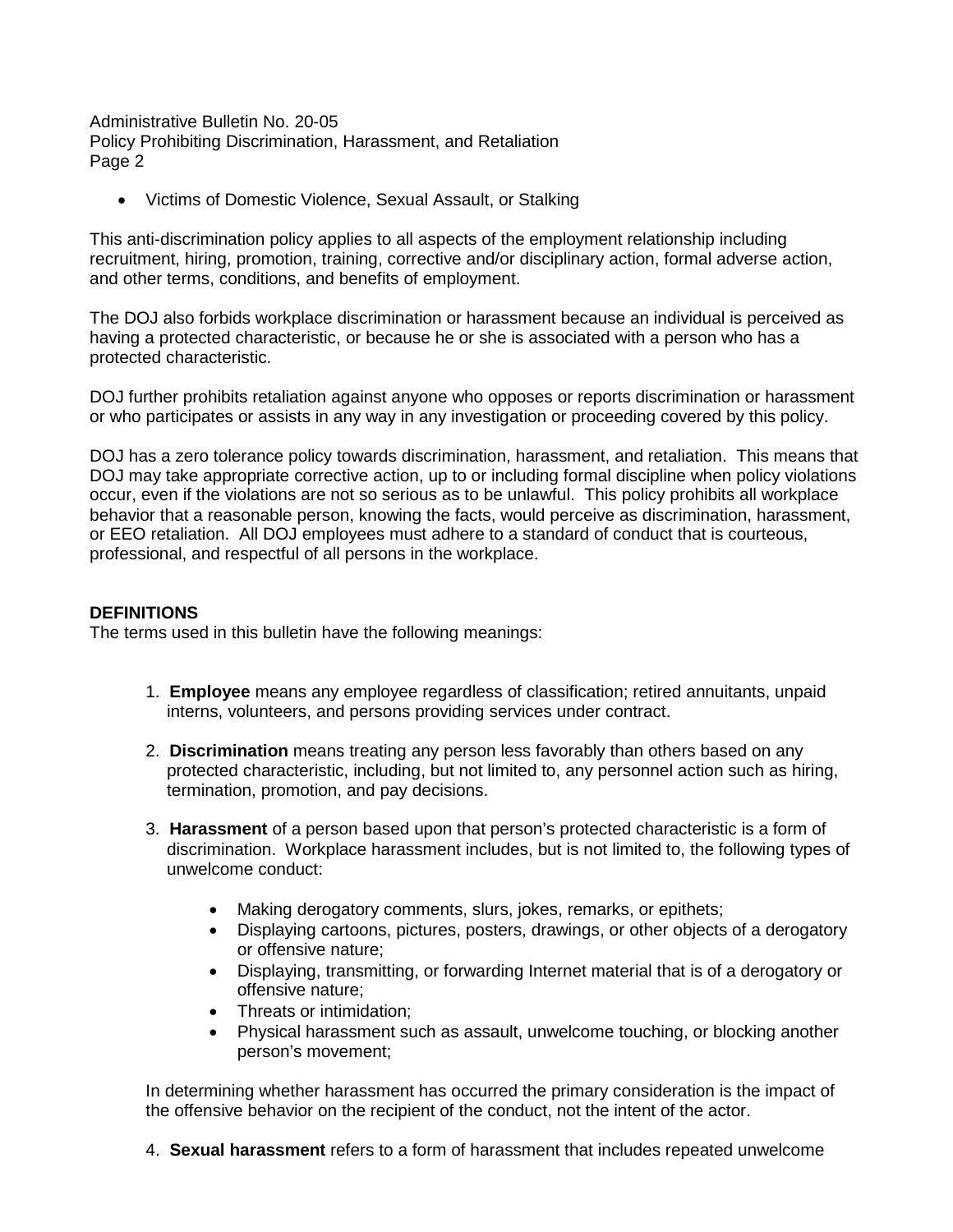- Victims of Domestic Violence, Sexual Assault, or Stalking

This anti-discrimination policy applies to all aspects of the employment relationship including recruitment, hiring, promotion, training, corrective and/or disciplinary action, formal adverse action, and other terms, conditions, and benefits of employment.

The DOJ also forbids workplace discrimination or harassment because an individual is perceived as having a protected characteristic, or because he or she is associated with a person who has a protected characteristic.

DOJ further prohibits retaliation against anyone who opposes or reports discrimination or harassment or who participates or assists in any way in any investigation or proceeding covered by this policy.

DOJ has a zero tolerance policy towards discrimination, harassment, and retaliation. This means that DOJ may take appropriate corrective action, up to or including formal discipline when policy violations occur, even if the violations are not so serious as to be unlawful. This policy prohibits all workplace behavior that a reasonable person, knowing the facts, would perceive as discrimination, harassment, or EEO retaliation. All DOJ employees must adhere to a standard of conduct that is courteous, professional, and respectful of all persons in the workplace.

**DEFINITIONS**

The terms used in this bulletin have the following meanings:

1. **Employee** means any employee regardless of classification; retired annuitants, unpaid interns, volunteers, and persons providing services under contract.

2. **Discrimination** means treating any person less favorably than others based on any protected characteristic, including, but not limited to, any personnel action such as hiring, termination, promotion, and pay decisions.

3. **Harassment** of a person based upon that person's protected characteristic is a form of discrimination. Workplace harassment includes, but is not limited to, the following types of unwelcome conduct:

    - Making derogatory comments, slurs, jokes, remarks, or epithets;
    - Displaying cartoons, pictures, posters, drawings, or other objects of a derogatory or offensive nature;
    - Displaying, transmitting, or forwarding Internet material that is of a derogatory or offensive nature;
    - Threats or intimidation;
    - Physical harassment such as assault, unwelcome touching, or blocking another person's movement;

    In determining whether harassment has occurred the primary consideration is the impact of the offensive behavior on the recipient of the conduct, not the intent of the actor.

4. **Sexual harassment** refers to a form of harassment that includes repeated unwelcome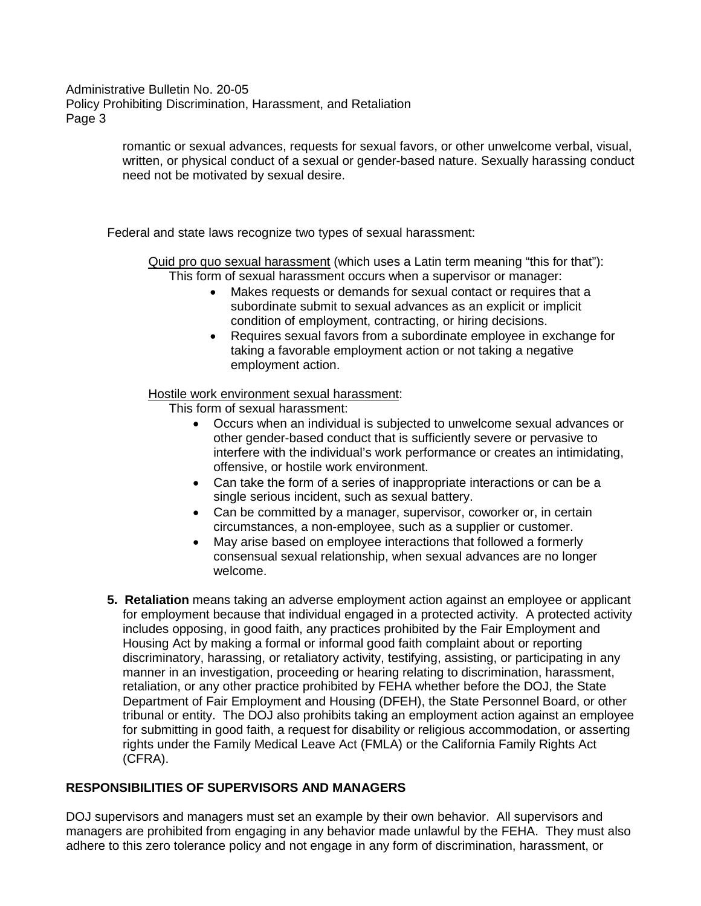romantic or sexual advances, requests for sexual favors, or other unwelcome verbal, visual, written, or physical conduct of a sexual or gender-based nature. Sexually harassing conduct need not be motivated by sexual desire.

Federal and state laws recognize two types of sexual harassment:

Quid pro quo sexual harassment (which uses a Latin term meaning "this for that"): This form of sexual harassment occurs when a supervisor or manager:

- Makes requests or demands for sexual contact or requires that a subordinate submit to sexual advances as an explicit or implicit condition of employment, contracting, or hiring decisions.
- Requires sexual favors from a subordinate employee in exchange for taking a favorable employment action or not taking a negative employment action.

Hostile work environment sexual harassment: This form of sexual harassment:

- Occurs when an individual is subjected to unwelcome sexual advances or other gender-based conduct that is sufficiently severe or pervasive to interfere with the individual's work performance or creates an intimidating, offensive, or hostile work environment.
- Can take the form of a series of inappropriate interactions or can be a single serious incident, such as sexual battery.
- Can be committed by a manager, supervisor, coworker or, in certain circumstances, a non-employee, such as a supplier or customer.
- May arise based on employee interactions that followed a formerly consensual sexual relationship, when sexual advances are no longer welcome.

5. **Retaliation** means taking an adverse employment action against an employee or applicant for employment because that individual engaged in a protected activity. A protected activity includes opposing, in good faith, any practices prohibited by the Fair Employment and Housing Act by making a formal or informal good faith complaint about or reporting discriminatory, harassing, or retaliatory activity, testifying, assisting, or participating in any manner in an investigation, proceeding or hearing relating to discrimination, harassment, retaliation, or any other practice prohibited by FEHA whether before the DOJ, the State Department of Fair Employment and Housing (DFEH), the State Personnel Board, or other tribunal or entity. The DOJ also prohibits taking an employment action against an employee for submitting in good faith, a request for disability or religious accommodation, or asserting rights under the Family Medical Leave Act (FMLA) or the California Family Rights Act (CFRA).

## RESPONSIBILITIES OF SUPERVISORS AND MANAGERS

DOJ supervisors and managers must set an example by their own behavior. All supervisors and managers are prohibited from engaging in any behavior made unlawful by the FEHA. They must also adhere to this zero tolerance policy and not engage in any form of discrimination, harassment, or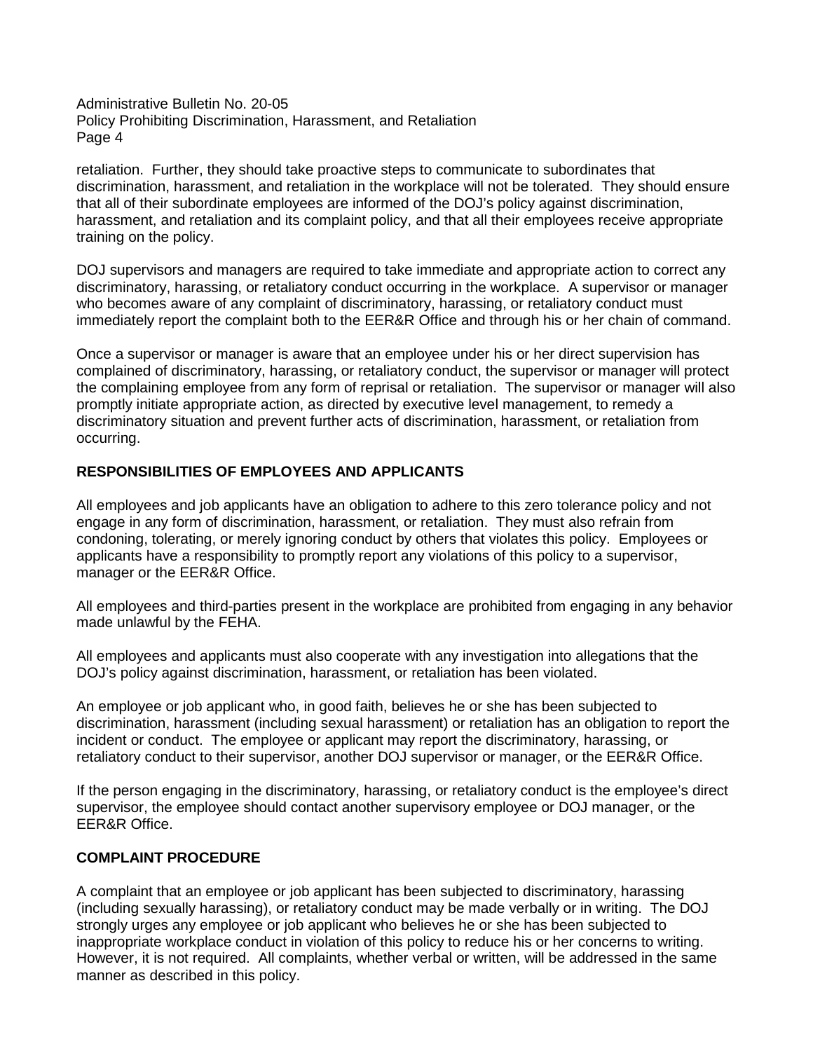retaliation. Further, they should take proactive steps to communicate to subordinates that discrimination, harassment, and retaliation in the workplace will not be tolerated. They should ensure that all of their subordinate employees are informed of the DOJ's policy against discrimination, harassment, and retaliation and its complaint policy, and that all their employees receive appropriate training on the policy.

DOJ supervisors and managers are required to take immediate and appropriate action to correct any discriminatory, harassing, or retaliatory conduct occurring in the workplace. A supervisor or manager who becomes aware of any complaint of discriminatory, harassing, or retaliatory conduct must immediately report the complaint both to the EER&R Office and through his or her chain of command.

Once a supervisor or manager is aware that an employee under his or her direct supervision has complained of discriminatory, harassing, or retaliatory conduct, the supervisor or manager will protect the complaining employee from any form of reprisal or retaliation. The supervisor or manager will also promptly initiate appropriate action, as directed by executive level management, to remedy a discriminatory situation and prevent further acts of discrimination, harassment, or retaliation from occurring.

## RESPONSIBILITIES OF EMPLOYEES AND APPLICANTS

All employees and job applicants have an obligation to adhere to this zero tolerance policy and not engage in any form of discrimination, harassment, or retaliation. They must also refrain from condoning, tolerating, or merely ignoring conduct by others that violates this policy. Employees or applicants have a responsibility to promptly report any violations of this policy to a supervisor, manager or the EER&R Office.

All employees and third-parties present in the workplace are prohibited from engaging in any behavior made unlawful by the FEHA.

All employees and applicants must also cooperate with any investigation into allegations that the DOJ's policy against discrimination, harassment, or retaliation has been violated.

An employee or job applicant who, in good faith, believes he or she has been subjected to discrimination, harassment (including sexual harassment) or retaliation has an obligation to report the incident or conduct. The employee or applicant may report the discriminatory, harassing, or retaliatory conduct to their supervisor, another DOJ supervisor or manager, or the EER&R Office.

If the person engaging in the discriminatory, harassing, or retaliatory conduct is the employee's direct supervisor, the employee should contact another supervisory employee or DOJ manager, or the EER&R Office.

## COMPLAINT PROCEDURE

A complaint that an employee or job applicant has been subjected to discriminatory, harassing (including sexually harassing), or retaliatory conduct may be made verbally or in writing. The DOJ strongly urges any employee or job applicant who believes he or she has been subjected to inappropriate workplace conduct in violation of this policy to reduce his or her concerns to writing. However, it is not required. All complaints, whether verbal or written, will be addressed in the same manner as described in this policy.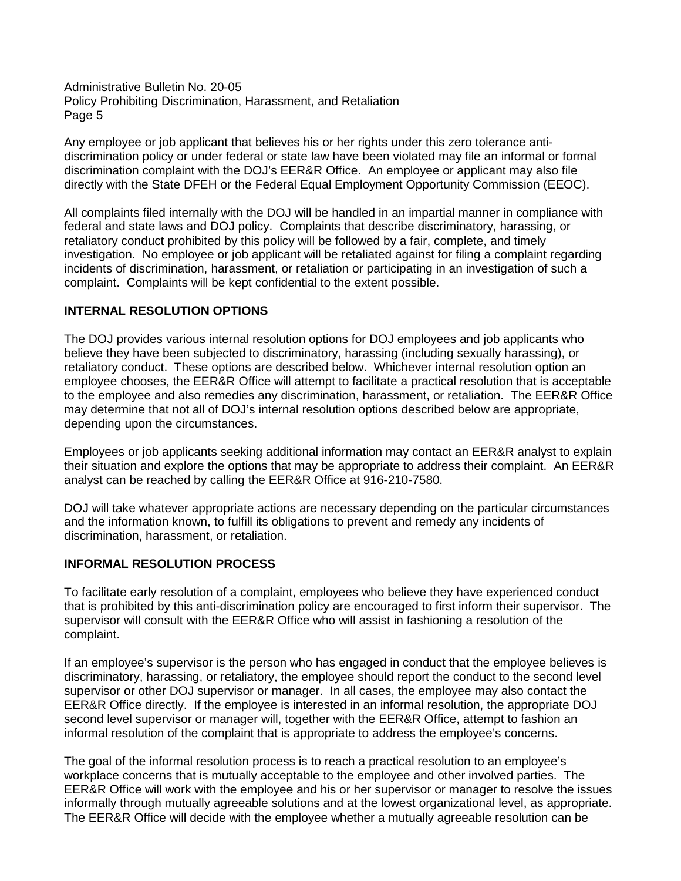Any employee or job applicant that believes his or her rights under this zero tolerance anti-discrimination policy or under federal or state law have been violated may file an informal or formal discrimination complaint with the DOJ's EER&R Office. An employee or applicant may also file directly with the State DFEH or the Federal Equal Employment Opportunity Commission (EEOC).

All complaints filed internally with the DOJ will be handled in an impartial manner in compliance with federal and state laws and DOJ policy. Complaints that describe discriminatory, harassing, or retaliatory conduct prohibited by this policy will be followed by a fair, complete, and timely investigation. No employee or job applicant will be retaliated against for filing a complaint regarding incidents of discrimination, harassment, or retaliation or participating in an investigation of such a complaint. Complaints will be kept confidential to the extent possible.

## INTERNAL RESOLUTION OPTIONS

The DOJ provides various internal resolution options for DOJ employees and job applicants who believe they have been subjected to discriminatory, harassing (including sexually harassing), or retaliatory conduct. These options are described below. Whichever internal resolution option an employee chooses, the EER&R Office will attempt to facilitate a practical resolution that is acceptable to the employee and also remedies any discrimination, harassment, or retaliation. The EER&R Office may determine that not all of DOJ's internal resolution options described below are appropriate, depending upon the circumstances.

Employees or job applicants seeking additional information may contact an EER&R analyst to explain their situation and explore the options that may be appropriate to address their complaint. An EER&R analyst can be reached by calling the EER&R Office at 916-210-7580.

DOJ will take whatever appropriate actions are necessary depending on the particular circumstances and the information known, to fulfill its obligations to prevent and remedy any incidents of discrimination, harassment, or retaliation.

## INFORMAL RESOLUTION PROCESS

To facilitate early resolution of a complaint, employees who believe they have experienced conduct that is prohibited by this anti-discrimination policy are encouraged to first inform their supervisor. The supervisor will consult with the EER&R Office who will assist in fashioning a resolution of the complaint.

If an employee's supervisor is the person who has engaged in conduct that the employee believes is discriminatory, harassing, or retaliatory, the employee should report the conduct to the second level supervisor or other DOJ supervisor or manager. In all cases, the employee may also contact the EER&R Office directly. If the employee is interested in an informal resolution, the appropriate DOJ second level supervisor or manager will, together with the EER&R Office, attempt to fashion an informal resolution of the complaint that is appropriate to address the employee's concerns.

The goal of the informal resolution process is to reach a practical resolution to an employee's workplace concerns that is mutually acceptable to the employee and other involved parties. The EER&R Office will work with the employee and his or her supervisor or manager to resolve the issues informally through mutually agreeable solutions and at the lowest organizational level, as appropriate. The EER&R Office will decide with the employee whether a mutually agreeable resolution can be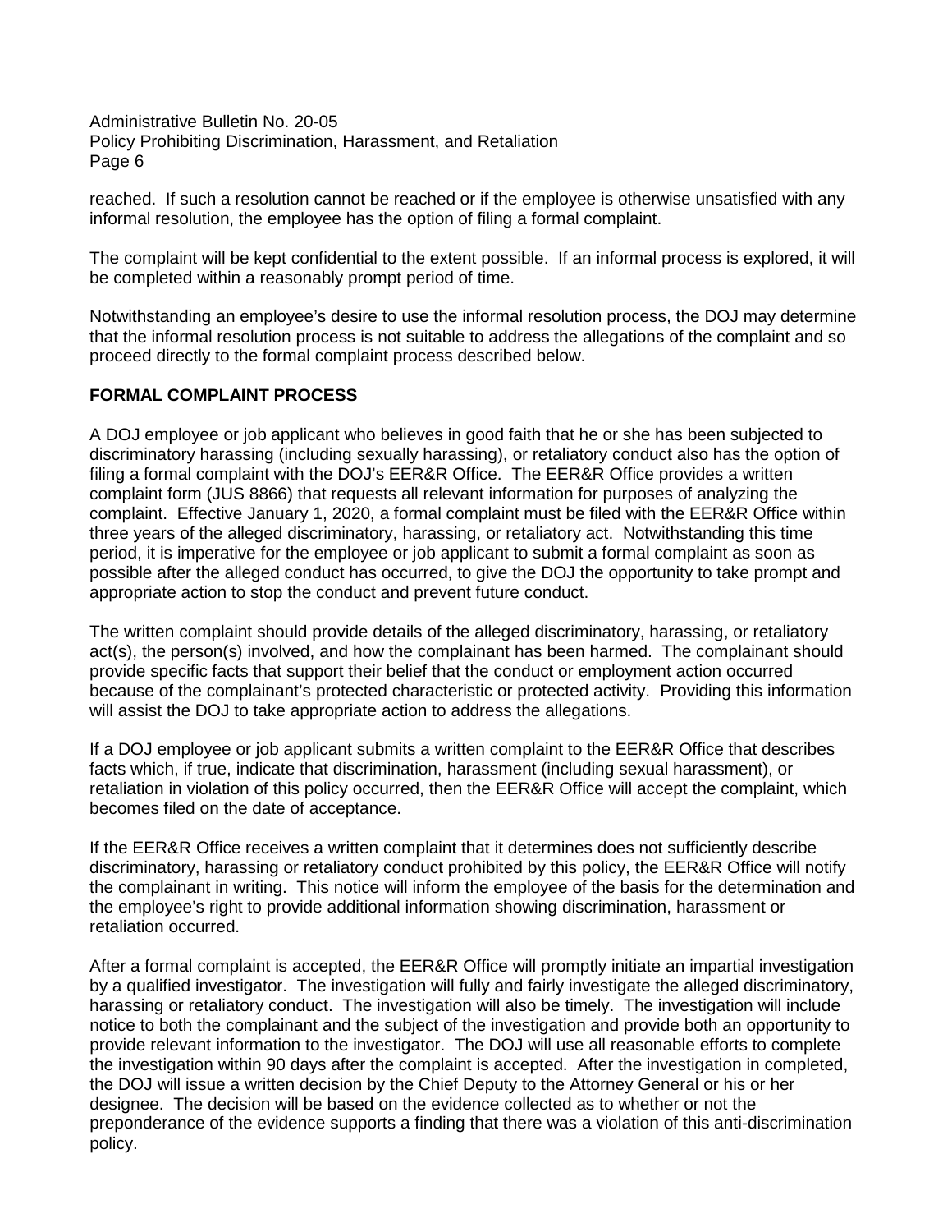reached. If such a resolution cannot be reached or if the employee is otherwise unsatisfied with any informal resolution, the employee has the option of filing a formal complaint.

The complaint will be kept confidential to the extent possible. If an informal process is explored, it will be completed within a reasonably prompt period of time.

Notwithstanding an employee's desire to use the informal resolution process, the DOJ may determine that the informal resolution process is not suitable to address the allegations of the complaint and so proceed directly to the formal complaint process described below.

**FORMAL COMPLAINT PROCESS**

A DOJ employee or job applicant who believes in good faith that he or she has been subjected to discriminatory harassing (including sexually harassing), or retaliatory conduct also has the option of filing a formal complaint with the DOJ's EER&R Office. The EER&R Office provides a written complaint form (JUS 8866) that requests all relevant information for purposes of analyzing the complaint. Effective January 1, 2020, a formal complaint must be filed with the EER&R Office within three years of the alleged discriminatory, harassing, or retaliatory act. Notwithstanding this time period, it is imperative for the employee or job applicant to submit a formal complaint as soon as possible after the alleged conduct has occurred, to give the DOJ the opportunity to take prompt and appropriate action to stop the conduct and prevent future conduct.

The written complaint should provide details of the alleged discriminatory, harassing, or retaliatory act(s), the person(s) involved, and how the complainant has been harmed. The complainant should provide specific facts that support their belief that the conduct or employment action occurred because of the complainant's protected characteristic or protected activity. Providing this information will assist the DOJ to take appropriate action to address the allegations.

If a DOJ employee or job applicant submits a written complaint to the EER&R Office that describes facts which, if true, indicate that discrimination, harassment (including sexual harassment), or retaliation in violation of this policy occurred, then the EER&R Office will accept the complaint, which becomes filed on the date of acceptance.

If the EER&R Office receives a written complaint that it determines does not sufficiently describe discriminatory, harassing or retaliatory conduct prohibited by this policy, the EER&R Office will notify the complainant in writing. This notice will inform the employee of the basis for the determination and the employee's right to provide additional information showing discrimination, harassment or retaliation occurred.

After a formal complaint is accepted, the EER&R Office will promptly initiate an impartial investigation by a qualified investigator. The investigation will fully and fairly investigate the alleged discriminatory, harassing or retaliatory conduct. The investigation will also be timely. The investigation will include notice to both the complainant and the subject of the investigation and provide both an opportunity to provide relevant information to the investigator. The DOJ will use all reasonable efforts to complete the investigation within 90 days after the complaint is accepted. After the investigation in completed, the DOJ will issue a written decision by the Chief Deputy to the Attorney General or his or her designee. The decision will be based on the evidence collected as to whether or not the preponderance of the evidence supports a finding that there was a violation of this anti-discrimination policy.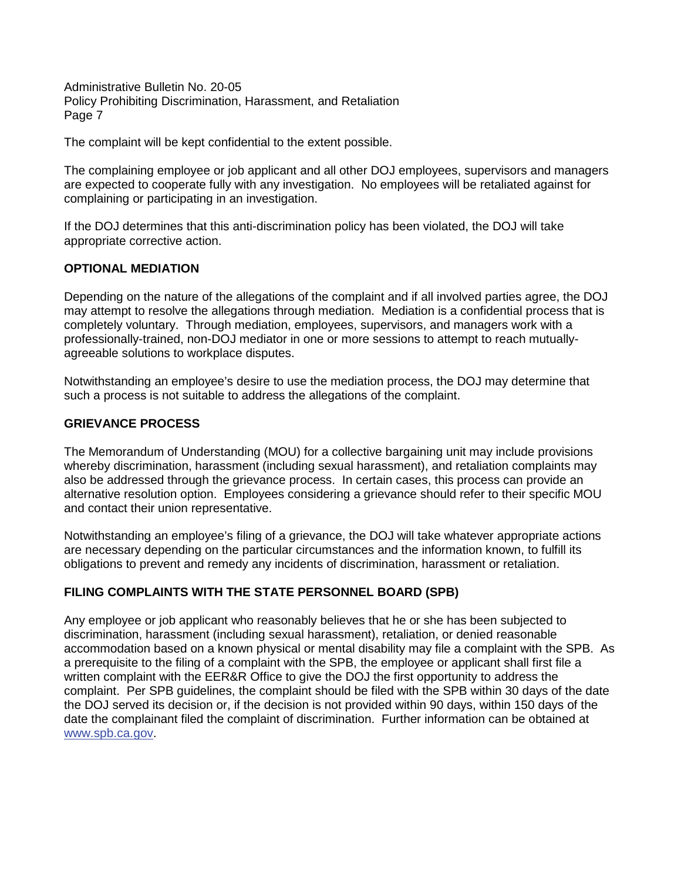The complaint will be kept confidential to the extent possible.

The complaining employee or job applicant and all other DOJ employees, supervisors and managers are expected to cooperate fully with any investigation. No employees will be retaliated against for complaining or participating in an investigation.

If the DOJ determines that this anti-discrimination policy has been violated, the DOJ will take appropriate corrective action.

## OPTIONAL MEDIATION

Depending on the nature of the allegations of the complaint and if all involved parties agree, the DOJ may attempt to resolve the allegations through mediation. Mediation is a confidential process that is completely voluntary. Through mediation, employees, supervisors, and managers work with a professionally-trained, non-DOJ mediator in one or more sessions to attempt to reach mutually-agreeable solutions to workplace disputes.

Notwithstanding an employee's desire to use the mediation process, the DOJ may determine that such a process is not suitable to address the allegations of the complaint.

## GRIEVANCE PROCESS

The Memorandum of Understanding (MOU) for a collective bargaining unit may include provisions whereby discrimination, harassment (including sexual harassment), and retaliation complaints may also be addressed through the grievance process. In certain cases, this process can provide an alternative resolution option. Employees considering a grievance should refer to their specific MOU and contact their union representative.

Notwithstanding an employee's filing of a grievance, the DOJ will take whatever appropriate actions are necessary depending on the particular circumstances and the information known, to fulfill its obligations to prevent and remedy any incidents of discrimination, harassment or retaliation.

## FILING COMPLAINTS WITH THE STATE PERSONNEL BOARD (SPB)

Any employee or job applicant who reasonably believes that he or she has been subjected to discrimination, harassment (including sexual harassment), retaliation, or denied reasonable accommodation based on a known physical or mental disability may file a complaint with the SPB. As a prerequisite to the filing of a complaint with the SPB, the employee or applicant shall first file a written complaint with the EER&R Office to give the DOJ the first opportunity to address the complaint. Per SPB guidelines, the complaint should be filed with the SPB within 30 days of the date the DOJ served its decision or, if the decision is not provided within 90 days, within 150 days of the date the complainant filed the complaint of discrimination. Further information can be obtained at www.spb.ca.gov.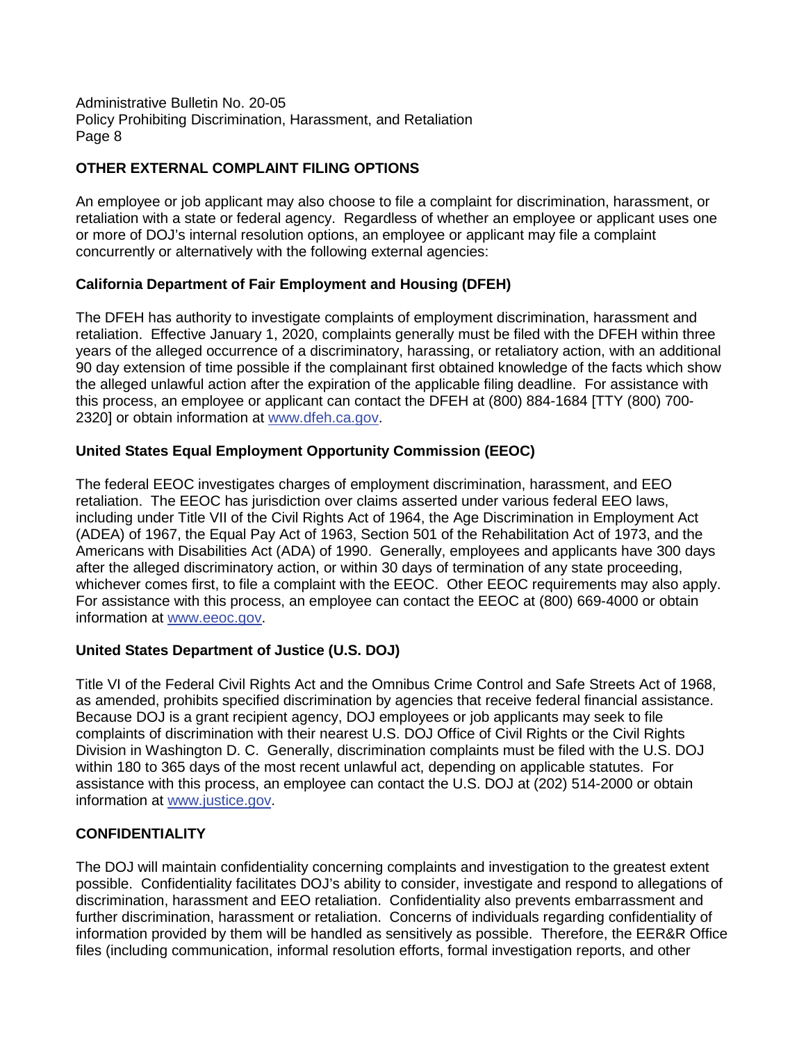## OTHER EXTERNAL COMPLAINT FILING OPTIONS

An employee or job applicant may also choose to file a complaint for discrimination, harassment, or retaliation with a state or federal agency. Regardless of whether an employee or applicant uses one or more of DOJ's internal resolution options, an employee or applicant may file a complaint concurrently or alternatively with the following external agencies:

### California Department of Fair Employment and Housing (DFEH)

The DFEH has authority to investigate complaints of employment discrimination, harassment and retaliation. Effective January 1, 2020, complaints generally must be filed with the DFEH within three years of the alleged occurrence of a discriminatory, harassing, or retaliatory action, with an additional 90 day extension of time possible if the complainant first obtained knowledge of the facts which show the alleged unlawful action after the expiration of the applicable filing deadline. For assistance with this process, an employee or applicant can contact the DFEH at (800) 884-1684 [TTY (800) 700-2320] or obtain information at www.dfeh.ca.gov.

### United States Equal Employment Opportunity Commission (EEOC)

The federal EEOC investigates charges of employment discrimination, harassment, and EEO retaliation. The EEOC has jurisdiction over claims asserted under various federal EEO laws, including under Title VII of the Civil Rights Act of 1964, the Age Discrimination in Employment Act (ADEA) of 1967, the Equal Pay Act of 1963, Section 501 of the Rehabilitation Act of 1973, and the Americans with Disabilities Act (ADA) of 1990. Generally, employees and applicants have 300 days after the alleged discriminatory action, or within 30 days of termination of any state proceeding, whichever comes first, to file a complaint with the EEOC. Other EEOC requirements may also apply. For assistance with this process, an employee can contact the EEOC at (800) 669-4000 or obtain information at www.eeoc.gov.

### United States Department of Justice (U.S. DOJ)

Title VI of the Federal Civil Rights Act and the Omnibus Crime Control and Safe Streets Act of 1968, as amended, prohibits specified discrimination by agencies that receive federal financial assistance. Because DOJ is a grant recipient agency, DOJ employees or job applicants may seek to file complaints of discrimination with their nearest U.S. DOJ Office of Civil Rights or the Civil Rights Division in Washington D. C. Generally, discrimination complaints must be filed with the U.S. DOJ within 180 to 365 days of the most recent unlawful act, depending on applicable statutes. For assistance with this process, an employee can contact the U.S. DOJ at (202) 514-2000 or obtain information at www.justice.gov.

## CONFIDENTIALITY

The DOJ will maintain confidentiality concerning complaints and investigation to the greatest extent possible. Confidentiality facilitates DOJ's ability to consider, investigate and respond to allegations of discrimination, harassment and EEO retaliation. Confidentiality also prevents embarrassment and further discrimination, harassment or retaliation. Concerns of individuals regarding confidentiality of information provided by them will be handled as sensitively as possible. Therefore, the EER&R Office files (including communication, informal resolution efforts, formal investigation reports, and other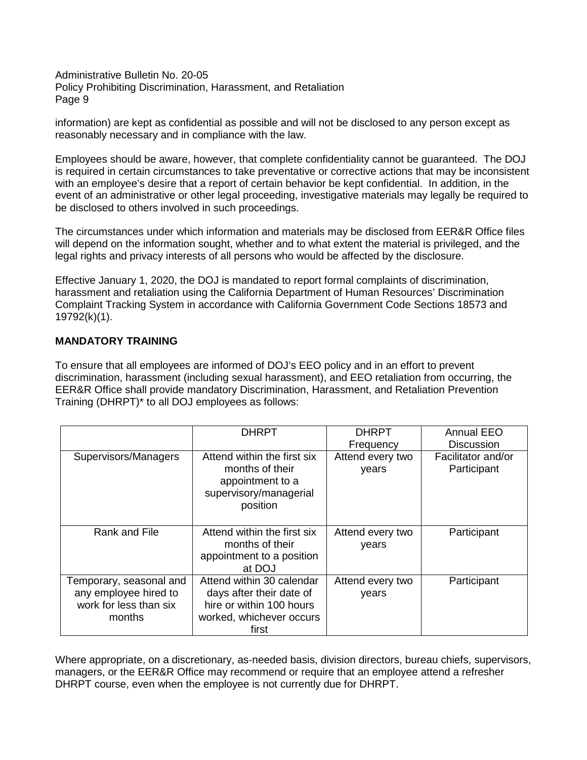information) are kept as confidential as possible and will not be disclosed to any person except as reasonably necessary and in compliance with the law.

Employees should be aware, however, that complete confidentiality cannot be guaranteed. The DOJ is required in certain circumstances to take preventative or corrective actions that may be inconsistent with an employee's desire that a report of certain behavior be kept confidential. In addition, in the event of an administrative or other legal proceeding, investigative materials may legally be required to be disclosed to others involved in such proceedings.

The circumstances under which information and materials may be disclosed from EER&R Office files will depend on the information sought, whether and to what extent the material is privileged, and the legal rights and privacy interests of all persons who would be affected by the disclosure.

Effective January 1, 2020, the DOJ is mandated to report formal complaints of discrimination, harassment and retaliation using the California Department of Human Resources' Discrimination Complaint Tracking System in accordance with California Government Code Sections 18573 and 19792(k)(1).

## MANDATORY TRAINING

To ensure that all employees are informed of DOJ's EEO policy and in an effort to prevent discrimination, harassment (including sexual harassment), and EEO retaliation from occurring, the EER&R Office shall provide mandatory Discrimination, Harassment, and Retaliation Prevention Training (DHRPT)* to all DOJ employees as follows:

| | DHRPT | DHRPT Frequency | Annual EEO Discussion |
|---|---|---|---|
| Supervisors/Managers | Attend within the first six months of their appointment to a supervisory/managerial position | Attend every two years | Facilitator and/or Participant |
| Rank and File | Attend within the first six months of their appointment to a position at DOJ | Attend every two years | Participant |
| Temporary, seasonal and any employee hired to work for less than six months | Attend within 30 calendar days after their date of hire or within 100 hours worked, whichever occurs first | Attend every two years | Participant |

Where appropriate, on a discretionary, as-needed basis, division directors, bureau chiefs, supervisors, managers, or the EER&R Office may recommend or require that an employee attend a refresher DHRPT course, even when the employee is not currently due for DHRPT.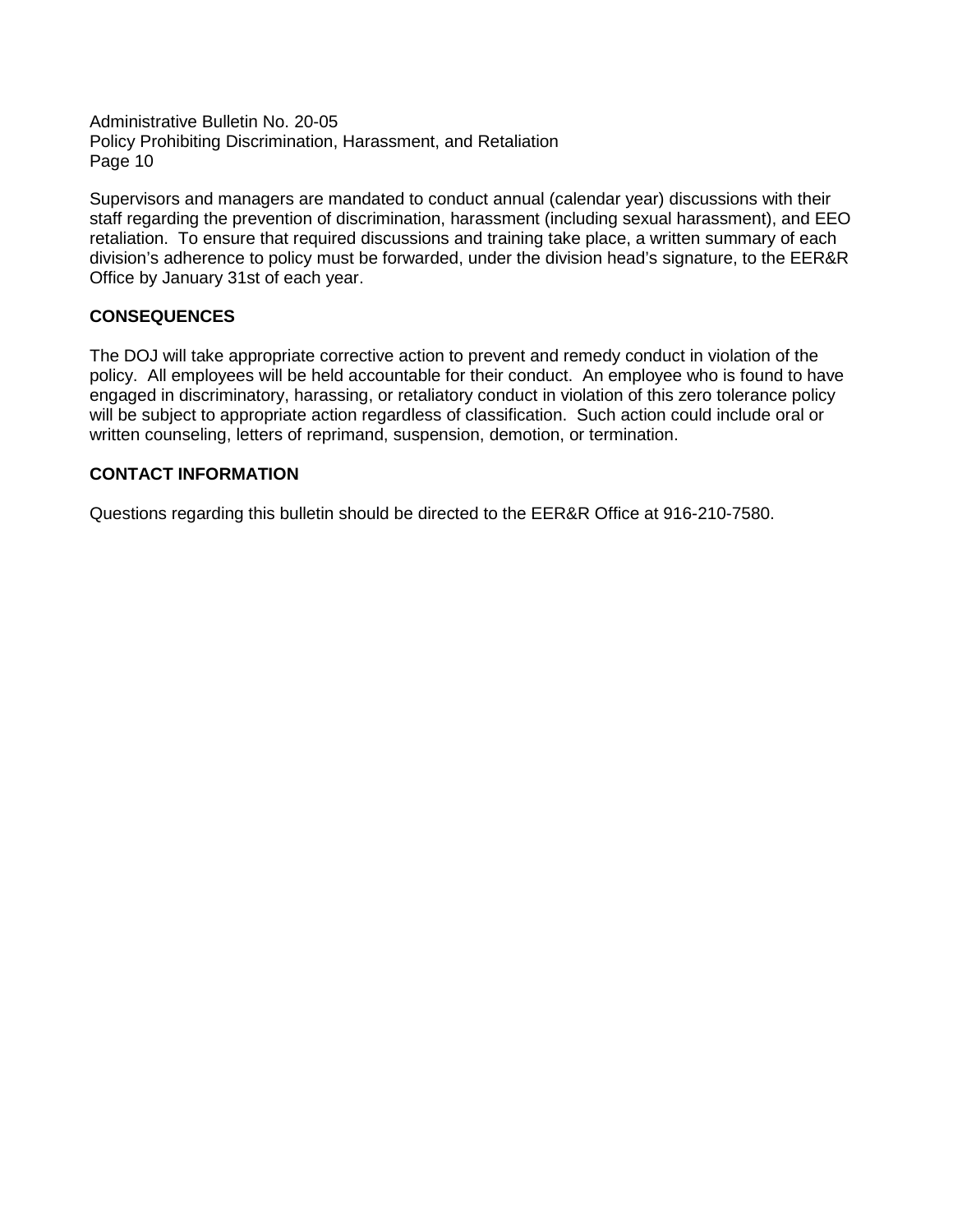Supervisors and managers are mandated to conduct annual (calendar year) discussions with their staff regarding the prevention of discrimination, harassment (including sexual harassment), and EEO retaliation. To ensure that required discussions and training take place, a written summary of each division's adherence to policy must be forwarded, under the division head's signature, to the EER&R Office by January 31st of each year.

**CONSEQUENCES**

The DOJ will take appropriate corrective action to prevent and remedy conduct in violation of the policy. All employees will be held accountable for their conduct. An employee who is found to have engaged in discriminatory, harassing, or retaliatory conduct in violation of this zero tolerance policy will be subject to appropriate action regardless of classification. Such action could include oral or written counseling, letters of reprimand, suspension, demotion, or termination.

**CONTACT INFORMATION**

Questions regarding this bulletin should be directed to the EER&R Office at 916-210-7580.